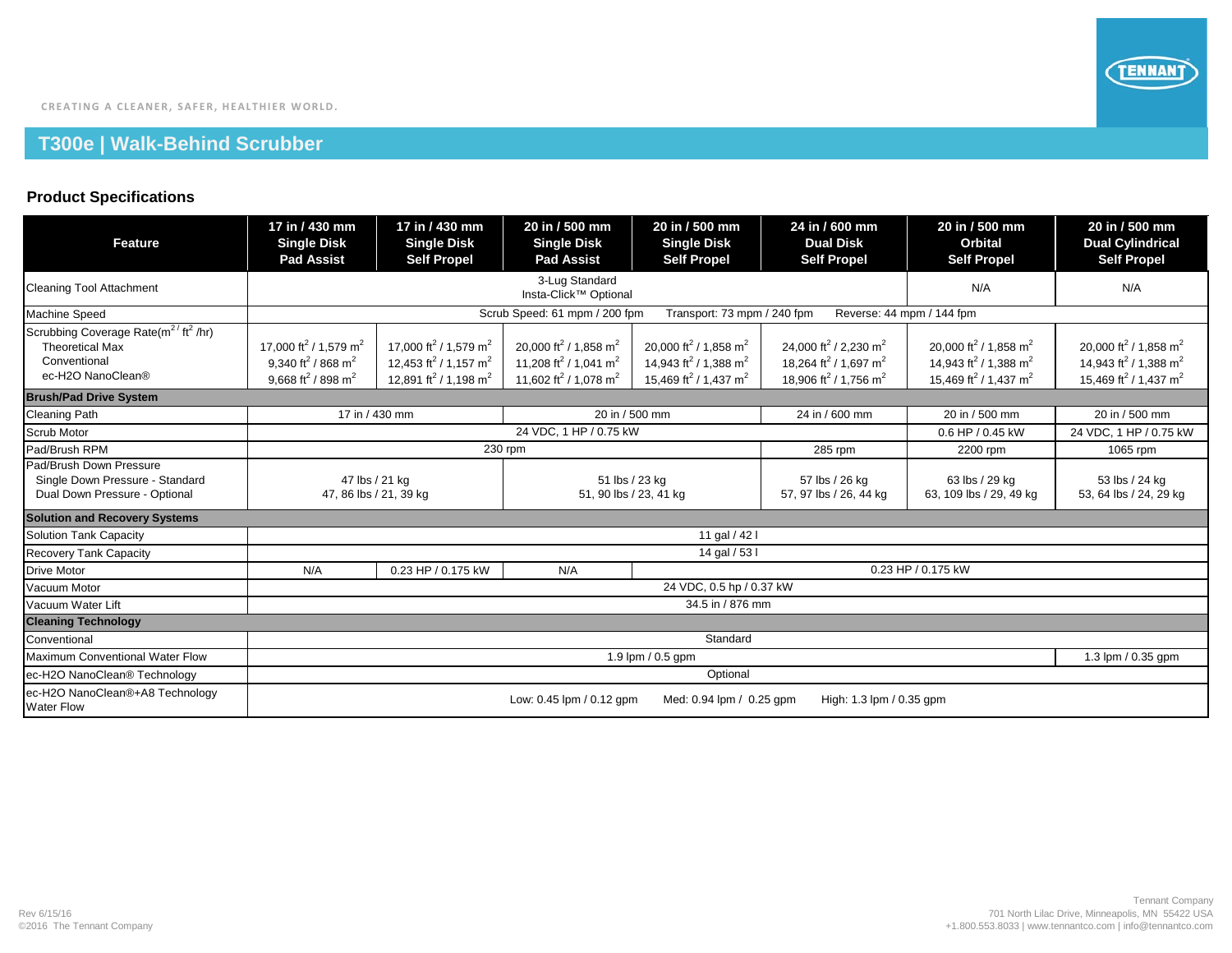CREATING A CLEANER, SAFER, HEALTHIER WORLD.

# T300e | Walk-Behind Scrubber

## Product Specifications

| Feature | 17 in / 430 mm Single Disk Pad Assist | 17 in / 430 mm Single Disk Self Propel | 20 in / 500 mm Single Disk Pad Assist | 20 in / 500 mm Single Disk Self Propel | 24 in / 600 mm Dual Disk Self Propel | 20 in / 500 mm Orbital Self Propel | 20 in / 500 mm Dual Cylindrical Self Propel |
|---|---|---|---|---|---|---|---|
| Cleaning Tool Attachment | 3-Lug Standard Insta-Click™ Optional | | | | | N/A | N/A |
| Machine Speed | Scrub Speed: 61 mpm / 200 fpm Transport: 73 mpm / 240 fpm Reverse: 44 mpm / 144 fpm | | | | | | |
| Scrubbing Coverage Rate($m^2$ / $ft^2$ /hr) Theoretical Max Conventional ec-H2O NanoClean® | 17,000 $ft^2$ / 1,579 $m^2$ 9,340 $ft^2$ / 868 $m^2$ 9,668 $ft^2$ / 898 $m^2$ | 17,000 $ft^2$ / 1,579 $m^2$ 12,453 $ft^2$ / 1,157 $m^2$ 12,891 $ft^2$ / 1,198 $m^2$ | 20,000 $ft^2$ / 1,858 $m^2$ 11,208 $ft^2$ / 1,041 $m^2$ 11,602 $ft^2$ / 1,078 $m^2$ | 20,000 $ft^2$ / 1,858 $m^2$ 14,943 $ft^2$ / 1,388 $m^2$ 15,469 $ft^2$ / 1,437 $m^2$ | 24,000 $ft^2$ / 2,230 $m^2$ 18,264 $ft^2$ / 1,697 $m^2$ 18,906 $ft^2$ / 1,756 $m^2$ | 20,000 $ft^2$ / 1,858 $m^2$ 14,943 $ft^2$ / 1,388 $m^2$ 15,469 $ft^2$ / 1,437 $m^2$ | 20,000 $ft^2$ / 1,858 $m^2$ 14,943 $ft^2$ / 1,388 $m^2$ 15,469 $ft^2$ / 1,437 $m^2$ |
| **Brush/Pad Drive System** | | | | | | | |
| Cleaning Path | 17 in / 430 mm | | 20 in / 500 mm | | 24 in / 600 mm | 20 in / 500 mm | 20 in / 500 mm |
| Scrub Motor | 24 VDC, 1 HP / 0.75 kW | | | | | 0.6 HP / 0.45 kW | 24 VDC, 1 HP / 0.75 kW |
| Pad/Brush RPM | 230 rpm | | | | 285 rpm | 2200 rpm | 1065 rpm |
| Pad/Brush Down Pressure Single Down Pressure - Standard Dual Down Pressure - Optional | 47 lbs / 21 kg 47, 86 lbs / 21, 39 kg | | 51 lbs / 23 kg 51, 90 lbs / 23, 41 kg | | 57 lbs / 26 kg 57, 97 lbs / 26, 44 kg | 63 lbs / 29 kg 63, 109 lbs / 29, 49 kg | 53 lbs / 24 kg 53, 64 lbs / 24, 29 kg |
| **Solution and Recovery Systems** | | | | | | | |
| Solution Tank Capacity | 11 gal / 42 l | | | | | | |
| Recovery Tank Capacity | 14 gal / 53 l | | | | | | |
| Drive Motor | N/A | 0.23 HP / 0.175 kW | N/A | 0.23 HP / 0.175 kW | | | |
| Vacuum Motor | 24 VDC, 0.5 hp / 0.37 kW | | | | | | |
| Vacuum Water Lift | 34.5 in / 876 mm | | | | | | |
| **Cleaning Technology** | | | | | | | |
| Conventional | Standard | | | | | | |
| Maximum Conventional Water Flow | 1.9 lpm / 0.5 gpm | | | | | | 1.3 lpm / 0.35 gpm |
| ec-H2O NanoClean® Technology | Optional | | | | | | |
| ec-H2O NanoClean®+A8 Technology Water Flow | Low: 0.45 lpm / 0.12 gpm Med: 0.94 lpm / 0.25 gpm High: 1.3 lpm / 0.35 gpm | | | | | | |

Rev 6/15/16
©2016 The Tennant Company

Tennant Company
701 North Lilac Drive, Minneapolis, MN 55422 USA
+1.800.553.8033 | www.tennantco.com | info@tennantco.com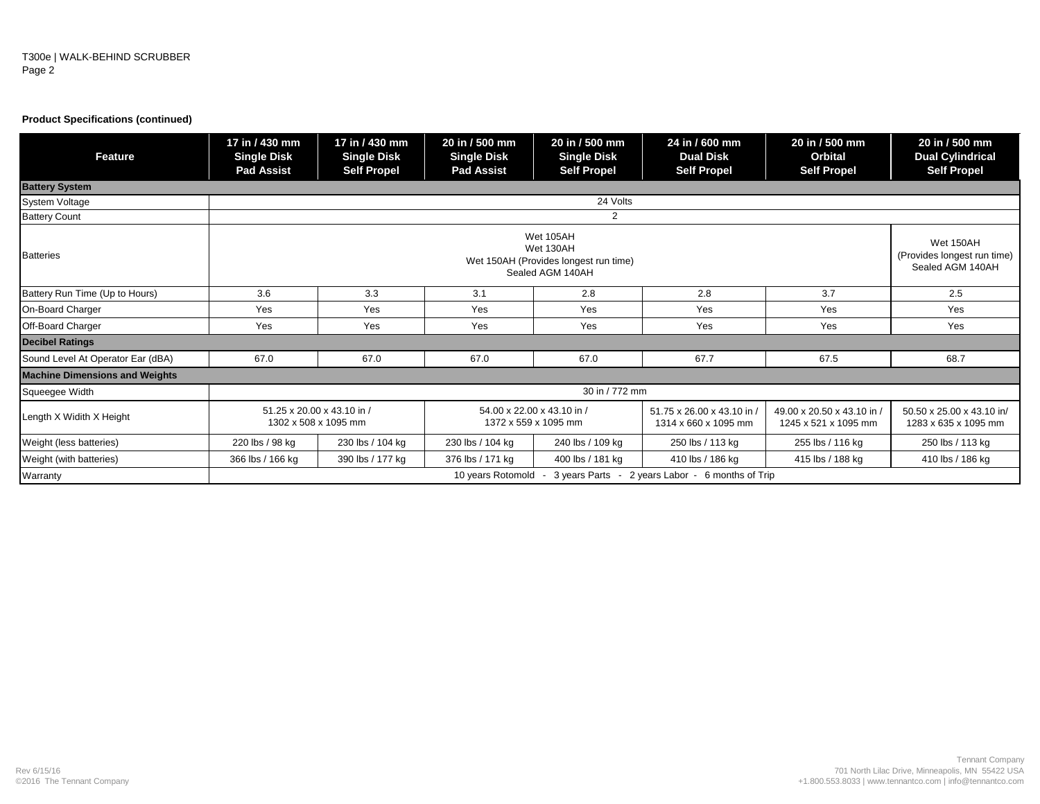T300e | WALK-BEHIND SCRUBBER

**Product Specifications (continued)**

| Feature | 17 in / 430 mm Single Disk Pad Assist | 17 in / 430 mm Single Disk Self Propel | 20 in / 500 mm Single Disk Pad Assist | 20 in / 500 mm Single Disk Self Propel | 24 in / 600 mm Dual Disk Self Propel | 20 in / 500 mm Orbital Self Propel | 20 in / 500 mm Dual Cylindrical Self Propel |
|---|---|---|---|---|---|---|---|
| **Battery System** | | | | | | | |
| System Voltage | 24 Volts | | | | | | |
| Battery Count | 2 | | | | | | |
| Batteries | Wet 105AH<br>Wet 130AH<br>Wet 150AH (Provides longest run time)<br>Sealed AGM 140AH | | | | | | Wet 150AH<br>(Provides longest run time)<br>Sealed AGM 140AH |
| Battery Run Time (Up to Hours) | 3.6 | 3.3 | 3.1 | 2.8 | 2.8 | 3.7 | 2.5 |
| On-Board Charger | Yes | Yes | Yes | Yes | Yes | Yes | Yes |
| Off-Board Charger | Yes | Yes | Yes | Yes | Yes | Yes | Yes |
| **Decibel Ratings** | | | | | | | |
| Sound Level At Operator Ear (dBA) | 67.0 | 67.0 | 67.0 | 67.0 | 67.7 | 67.5 | 68.7 |
| **Machine Dimensions and Weights** | | | | | | | |
| Squeegee Width | 30 in / 772 mm | | | | | | |
| Length X Widith X Height | 51.25 x 20.00 x 43.10 in /<br>1302 x 508 x 1095 mm | | 54.00 x 22.00 x 43.10 in /<br>1372 x 559 x 1095 mm | | 51.75 x 26.00 x 43.10 in /<br>1314 x 660 x 1095 mm | 49.00 x 20.50 x 43.10 in /<br>1245 x 521 x 1095 mm | 50.50 x 25.00 x 43.10 in/<br>1283 x 635 x 1095 mm |
| Weight (less batteries) | 220 lbs / 98 kg | 230 lbs / 104 kg | 230 lbs / 104 kg | 240 lbs / 109 kg | 250 lbs / 113 kg | 255 lbs / 116 kg | 250 lbs / 113 kg |
| Weight (with batteries) | 366 lbs / 166 kg | 390 lbs / 177 kg | 376 lbs / 171 kg | 400 lbs / 181 kg | 410 lbs / 186 kg | 415 lbs / 188 kg | 410 lbs / 186 kg |
| Warranty | 10 years Rotomold - 3 years Parts - 2 years Labor - 6 months of Trip | | | | | | |

Rev 6/15/16
©2016 The Tennant Company

Tennant Company
701 North Lilac Drive, Minneapolis, MN 55422 USA
+1.800.553.8033 | www.tennantco.com | info@tennantco.com